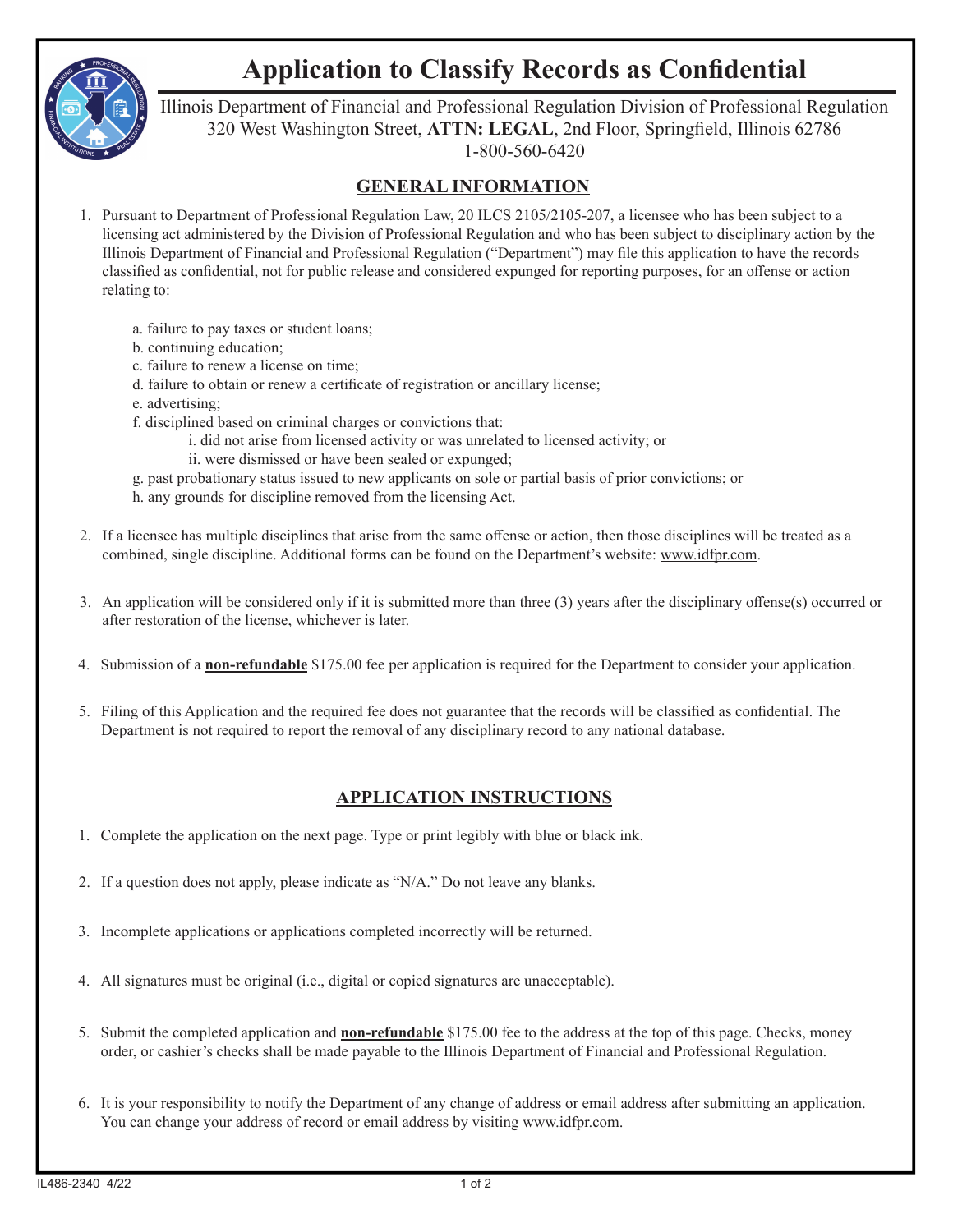# Application to Classify Records as Confidential

Illinois Department of Financial and Professional Regulation Division of Professional Regulation
320 West Washington Street, **ATTN: LEGAL**, 2nd Floor, Springfield, Illinois 62786
1-800-560-6420

## GENERAL INFORMATION

1. Pursuant to Department of Professional Regulation Law, 20 ILCS 2105/2105-207, a licensee who has been subject to a licensing act administered by the Division of Professional Regulation and who has been subject to disciplinary action by the Illinois Department of Financial and Professional Regulation ("Department") may file this application to have the records classified as confidential, not for public release and considered expunged for reporting purposes, for an offense or action relating to:

   a. failure to pay taxes or student loans;
   b. continuing education;
   c. failure to renew a license on time;
   d. failure to obtain or renew a certificate of registration or ancillary license;
   e. advertising;
   f. disciplined based on criminal charges or convictions that:
      i. did not arise from licensed activity or was unrelated to licensed activity; or
      ii. were dismissed or have been sealed or expunged;
   g. past probationary status issued to new applicants on sole or partial basis of prior convictions; or
   h. any grounds for discipline removed from the licensing Act.

2. If a licensee has multiple disciplines that arise from the same offense or action, then those disciplines will be treated as a combined, single discipline. Additional forms can be found on the Department's website: www.idfpr.com.

3. An application will be considered only if it is submitted more than three (3) years after the disciplinary offense(s) occurred or after restoration of the license, whichever is later.

4. Submission of a **non-refundable** $175.00 fee per application is required for the Department to consider your application.

5. Filing of this Application and the required fee does not guarantee that the records will be classified as confidential. The Department is not required to report the removal of any disciplinary record to any national database.

## APPLICATION INSTRUCTIONS

1. Complete the application on the next page. Type or print legibly with blue or black ink.

2. If a question does not apply, please indicate as "N/A." Do not leave any blanks.

3. Incomplete applications or applications completed incorrectly will be returned.

4. All signatures must be original (i.e., digital or copied signatures are unacceptable).

5. Submit the completed application and **non-refundable** $175.00 fee to the address at the top of this page. Checks, money order, or cashier's checks shall be made payable to the Illinois Department of Financial and Professional Regulation.

6. It is your responsibility to notify the Department of any change of address or email address after submitting an application. You can change your address of record or email address by visiting www.idfpr.com.

IL486-2340 4/22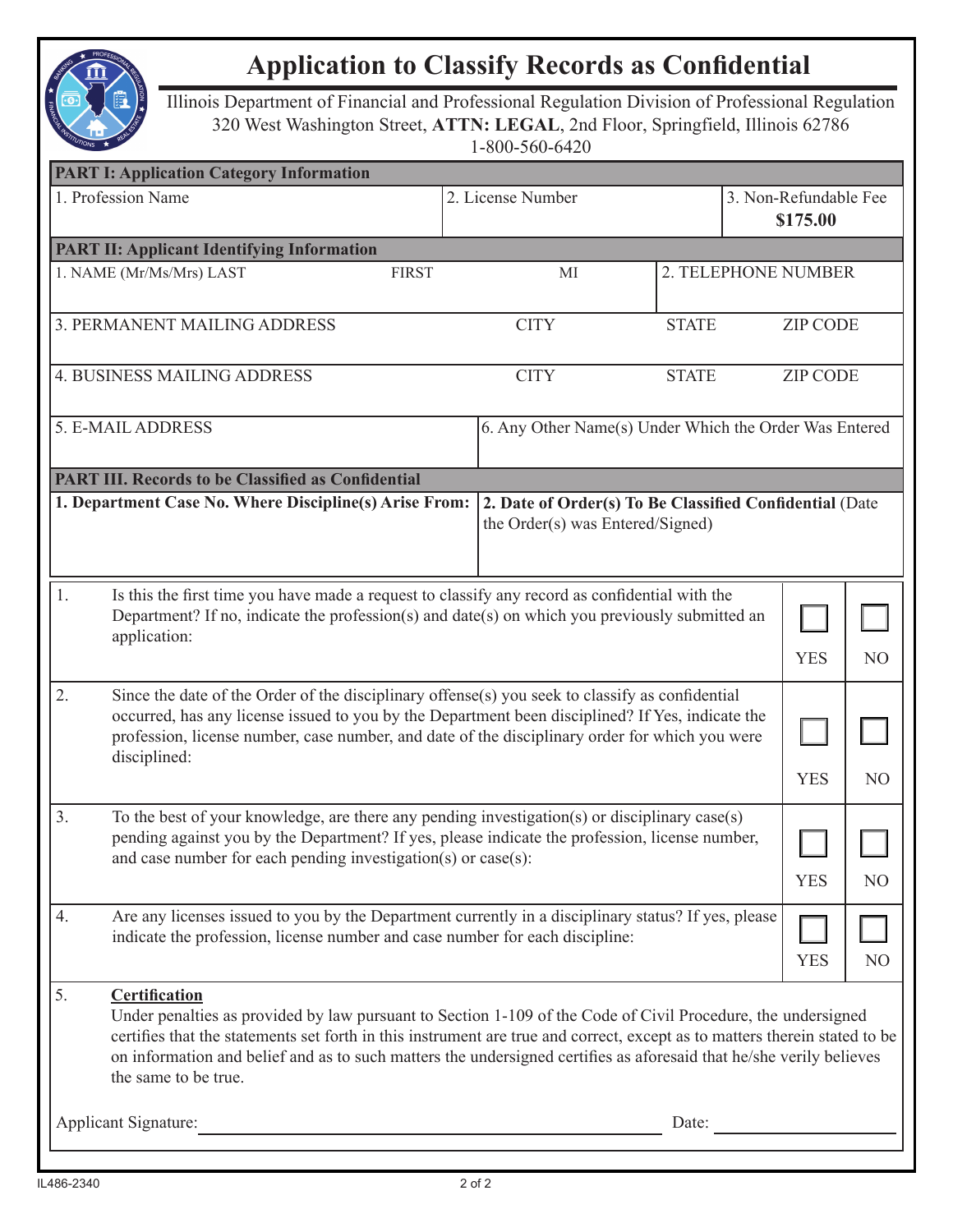# Application to Classify Records as Confidential

Illinois Department of Financial and Professional Regulation Division of Professional Regulation
320 West Washington Street, **ATTN: LEGAL**, 2nd Floor, Springfield, Illinois 62786
1-800-560-6420

| **PART I: Application Category Information** | | |
|---|---|---|
| 1. Profession Name | 2. License Number | 3. Non-Refundable Fee **$175.00** |

| **PART II: Applicant Identifying Information** | | | | |
|---|---|---|---|---|
| 1. NAME (Mr/Ms/Mrs) LAST | FIRST | MI | 2. TELEPHONE NUMBER | |
| 3. PERMANENT MAILING ADDRESS | CITY | STATE | ZIP CODE | |
| 4. BUSINESS MAILING ADDRESS | CITY | STATE | ZIP CODE | |
| 5. E-MAIL ADDRESS | 6. Any Other Name(s) Under Which the Order Was Entered | | | |

| **PART III. Records to be Classified as Confidential** | |
|---|---|
| **1. Department Case No. Where Discipline(s) Arise From:** | **2. Date of Order(s) To Be Classified Confidential** (Date the Order(s) was Entered/Signed) |

| | | | |
|---|---|---|---|
| 1. | Is this the first time you have made a request to classify any record as confidential with the Department? If no, indicate the profession(s) and date(s) on which you previously submitted an application: | ☐ YES | ☐ NO |
| 2. | Since the date of the Order of the disciplinary offense(s) you seek to classify as confidential occurred, has any license issued to you by the Department been disciplined? If Yes, indicate the profession, license number, case number, and date of the disciplinary order for which you were disciplined: | ☐ YES | ☐ NO |
| 3. | To the best of your knowledge, are there any pending investigation(s) or disciplinary case(s) pending against you by the Department? If yes, please indicate the profession, license number, and case number for each pending investigation(s) or case(s): | ☐ YES | ☐ NO |
| 4. | Are any licenses issued to you by the Department currently in a disciplinary status? If yes, please indicate the profession, license number and case number for each discipline: | ☐ YES | ☐ NO |

5. **Certification**

Under penalties as provided by law pursuant to Section 1-109 of the Code of Civil Procedure, the undersigned certifies that the statements set forth in this instrument are true and correct, except as to matters therein stated to be on information and belief and as to such matters the undersigned certifies as aforesaid that he/she verily believes the same to be true.

Applicant Signature: ______________________________ Date: ______________

IL486-2340